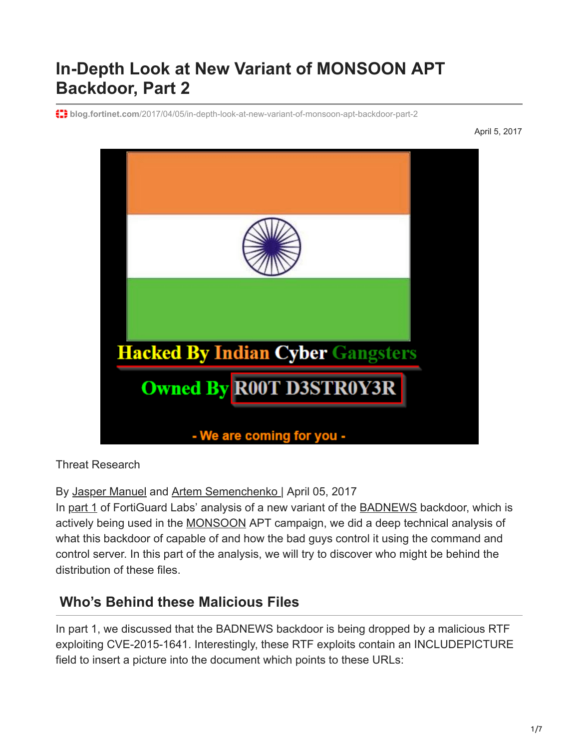# In-Depth Look at New Variant of MONSOON APT Backdoor, Part 2

blog.fortinet.com/2017/04/05/in-depth-look-at-new-variant-of-monsoon-apt-backdoor-part-2

April 5, 2017

Threat Research

By Jasper Manuel and Artem Semenchenko | April 05, 2017

In part 1 of FortiGuard Labs' analysis of a new variant of the BADNEWS backdoor, which is actively being used in the MONSOON APT campaign, we did a deep technical analysis of what this backdoor of capable of and how the bad guys control it using the command and control server. In this part of the analysis, we will try to discover who might be behind the distribution of these files.

## Who's Behind these Malicious Files

In part 1, we discussed that the BADNEWS backdoor is being dropped by a malicious RTF exploiting CVE-2015-1641. Interestingly, these RTF exploits contain an INCLUDEPICTURE field to insert a picture into the document which points to these URLs: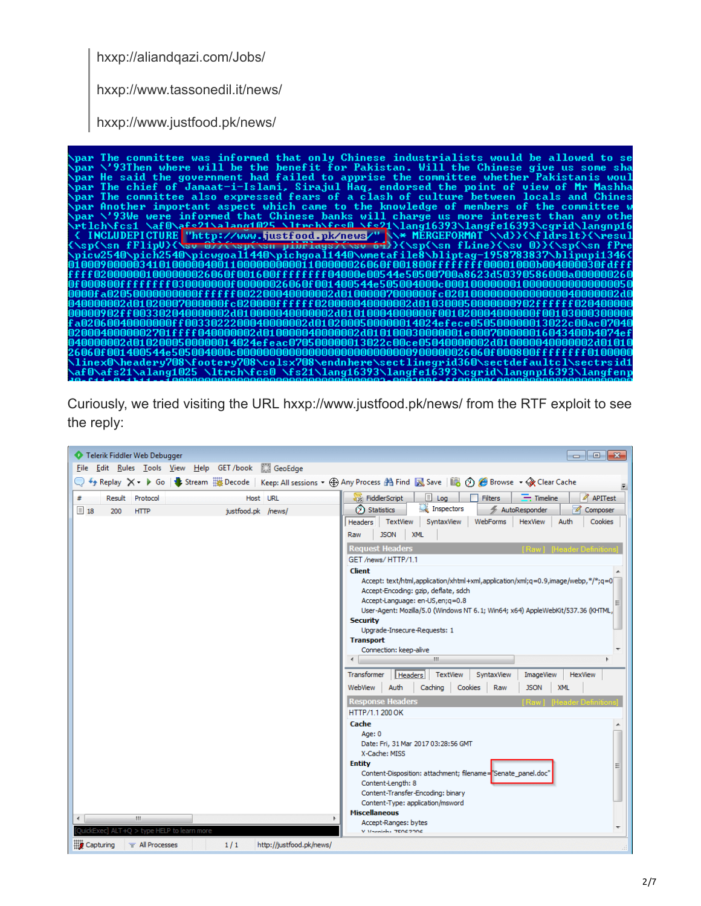hxxp://aliandqazi.com/Jobs/

hxxp://www.tassonedil.it/news/

hxxp://www.justfood.pk/news/

Curiously, we tried visiting the URL hxxp://www.justfood.pk/news/ from the RTF exploit to see the reply: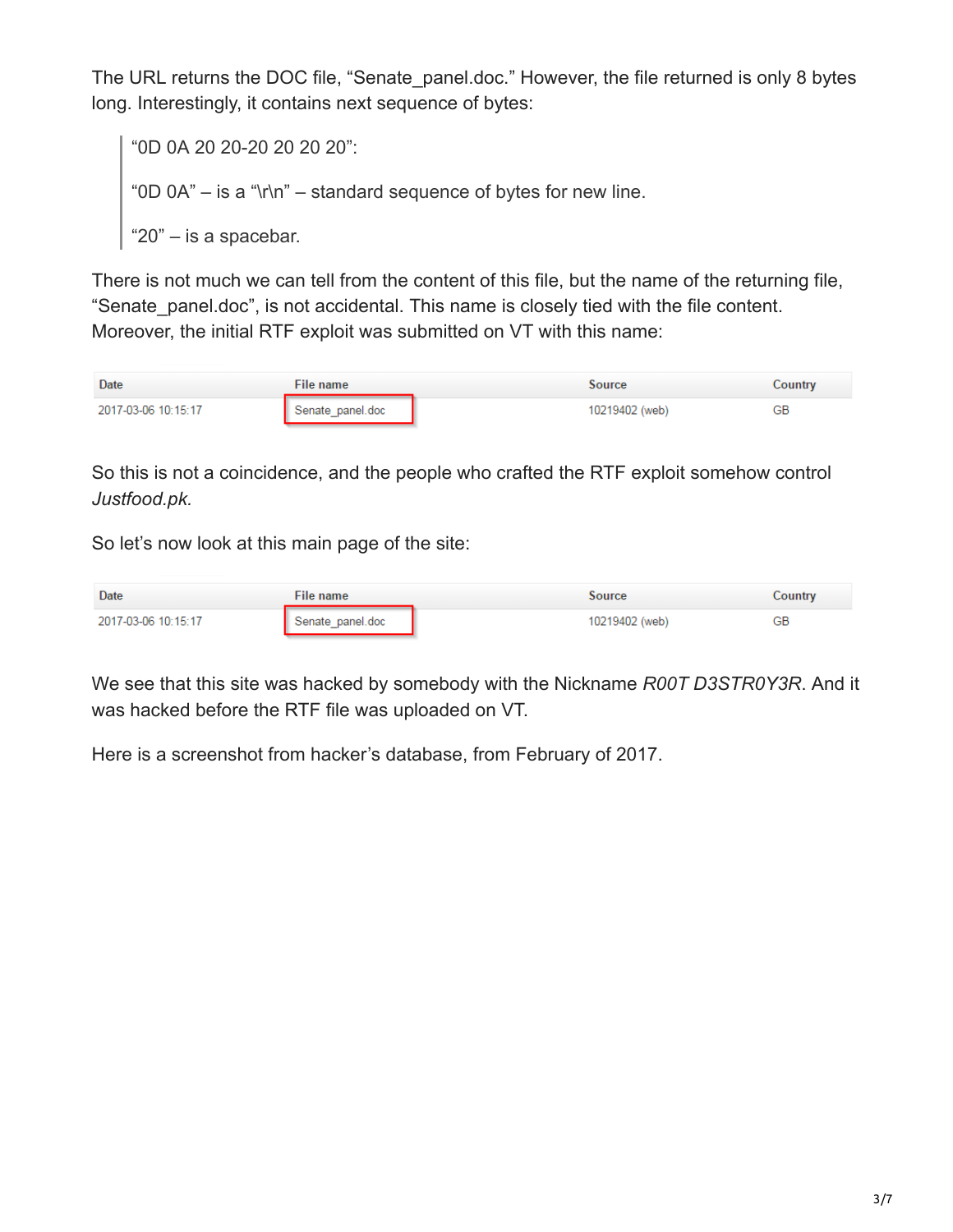The URL returns the DOC file, “Senate_panel.doc.” However, the file returned is only 8 bytes long. Interestingly, it contains next sequence of bytes:

> “0D 0A 20 20-20 20 20 20”:
>
> “0D 0A” – is a “\r\n” – standard sequence of bytes for new line.
>
> “20” – is a spacebar.

There is not much we can tell from the content of this file, but the name of the returning file, “Senate_panel.doc”, is not accidental. This name is closely tied with the file content. Moreover, the initial RTF exploit was submitted on VT with this name:

| Date | File name | Source | Country |
| --- | --- | --- | --- |
| 2017-03-06 10:15:17 | Senate_panel.doc | 10219402 (web) | GB |

So this is not a coincidence, and the people who crafted the RTF exploit somehow control *Justfood.pk.*

So let’s now look at this main page of the site:

| Date | File name | Source | Country |
| --- | --- | --- | --- |
| 2017-03-06 10:15:17 | Senate_panel.doc | 10219402 (web) | GB |

We see that this site was hacked by somebody with the Nickname *R00T D3STR0Y3R*. And it was hacked before the RTF file was uploaded on VT.

Here is a screenshot from hacker’s database, from February of 2017.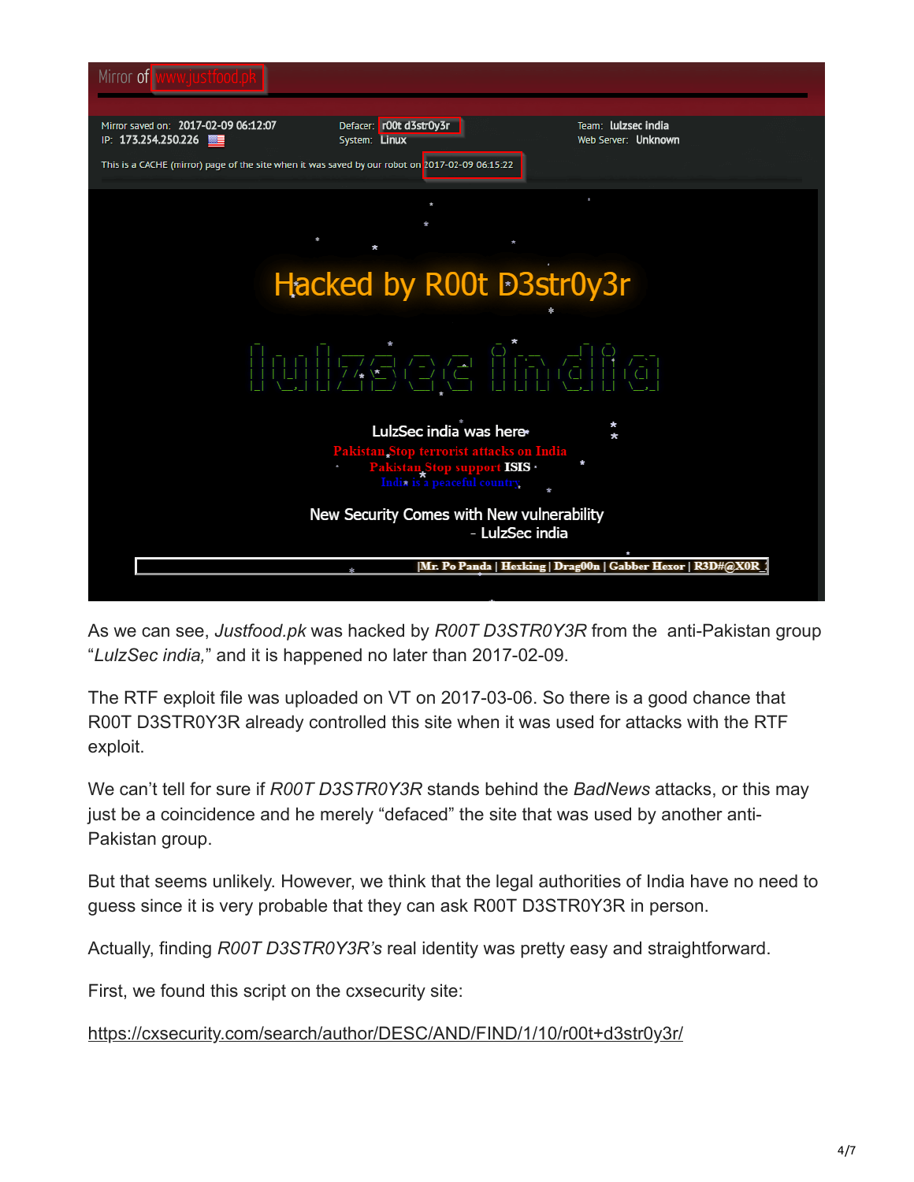Mirror of www.justfood.pk

Mirror saved on: 2017-02-09 06:12:07
IP: 173.254.250.226

Defacer: r00t d3str0y3r
System: Linux

Team: lulzsec india
Web Server: Unknown

This is a CACHE (mirror) page of the site when it was saved by our robot on 2017-02-09 06:15:22

Hacked by R00t D3str0y3r

lulzsec india

LulzSec india was here

Pakistan Stop terrorist attacks on India

Pakistan Stop support ISIS

India is a peaceful country

New Security Comes with New vulnerability
- LulzSec india

|Mr. Po Panda | Hexking | Drag00n | Gabber Hexor | R3D#@X0R

As we can see, *Justfood.pk* was hacked by *R00T D3STR0Y3R* from the anti-Pakistan group "*LulzSec india,*" and it is happened no later than 2017-02-09.

The RTF exploit file was uploaded on VT on 2017-03-06. So there is a good chance that R00T D3STR0Y3R already controlled this site when it was used for attacks with the RTF exploit.

We can't tell for sure if *R00T D3STR0Y3R* stands behind the *BadNews* attacks, or this may just be a coincidence and he merely "defaced" the site that was used by another anti-Pakistan group.

But that seems unlikely. However, we think that the legal authorities of India have no need to guess since it is very probable that they can ask R00T D3STR0Y3R in person.

Actually, finding *R00T D3STR0Y3R's* real identity was pretty easy and straightforward.

First, we found this script on the cxsecurity site:

https://cxsecurity.com/search/author/DESC/AND/FIND/1/10/r00t+d3str0y3r/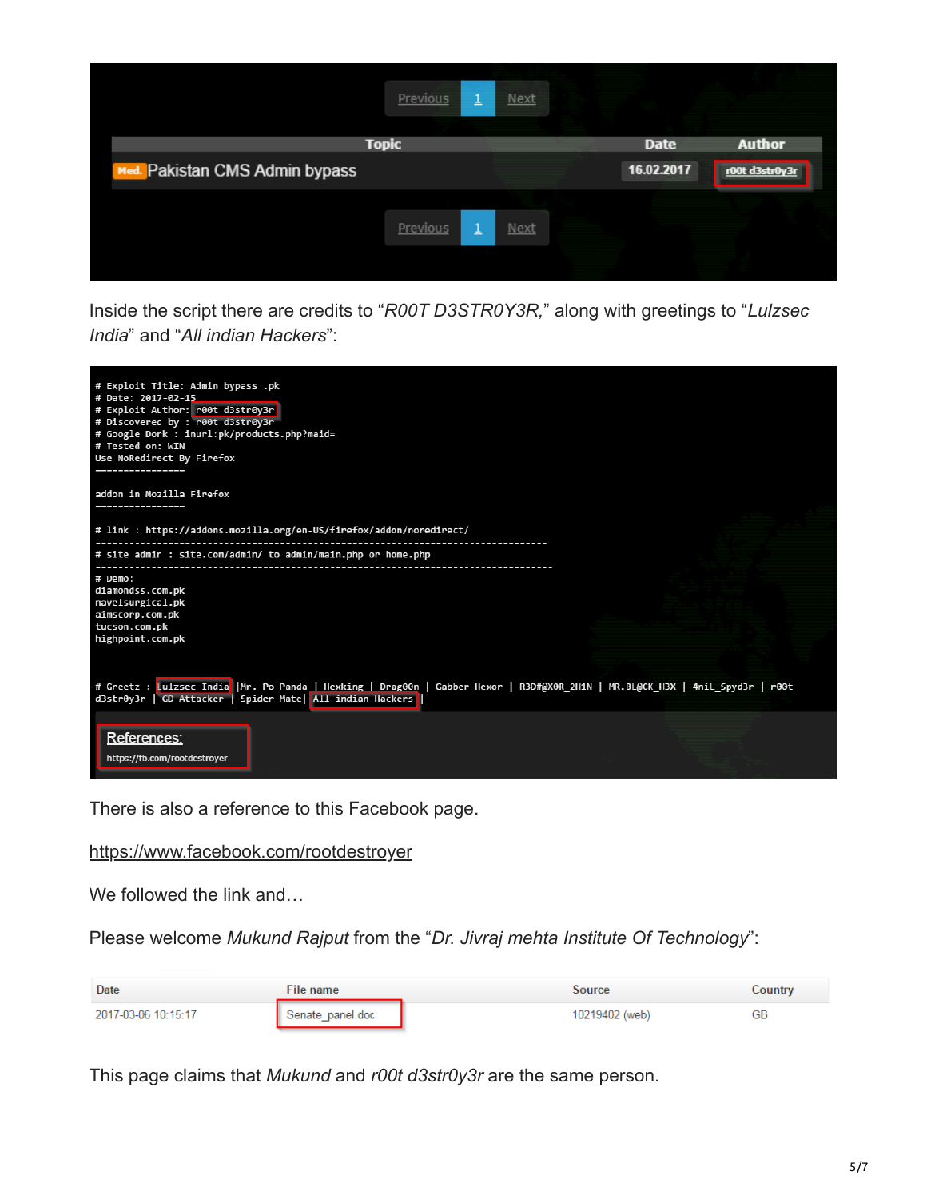| Topic | Date | Author |
|---|---|---|
| Med. Pakistan CMS Admin bypass | 16.02.2017 | r00t d3str0y3r |

Inside the script there are credits to “*R00T D3STR0Y3R,*” along with greetings to “*Lulzsec India*” and “*All indian Hackers*”:

```
# Exploit Title: Admin bypass .pk
# Date: 2017-02-15
# Exploit Author: r00t d3str0y3r
# Discovered by : r00t d3str0y3r
# Google Dork : inurl:pk/products.php?maid=
# Tested on: WIN
Use NoRedirect By Firefox
----------------

addon in Mozilla Firefox
================

# link : https://addons.mozilla.org/en-US/firefox/addon/noredirect/
---------------------------------------------------------------------------------
# site admin : site.com/admin/ to admin/main.php or home.php
---------------------------------------------------------------------------------
# Demo:
diamondss.com.pk
navelsurgical.pk
almscorp.com.pk
tucson.com.pk
highpoint.com.pk


# Greetz : Lulzsec India |Mr. Po Panda | Hexking | Drag00n | Gabber Hexor | R3D#@X0R_2H1N | MR.BL@CK_H3X | 4niL_Spyd3r | r00t
d3str0y3r | GD Attacker | Spider Mate| All indian Hackers |
```

References:
https://fb.com/rootdestroyer

There is also a reference to this Facebook page.

https://www.facebook.com/rootdestroyer

We followed the link and…

Please welcome *Mukund Rajput* from the “*Dr. Jivraj mehta Institute Of Technology*”:

| Date | File name | Source | Country |
|---|---|---|---|
| 2017-03-06 10:15:17 | Senate_panel.doc | 10219402 (web) | GB |

This page claims that *Mukund* and *r00t d3str0y3r* are the same person.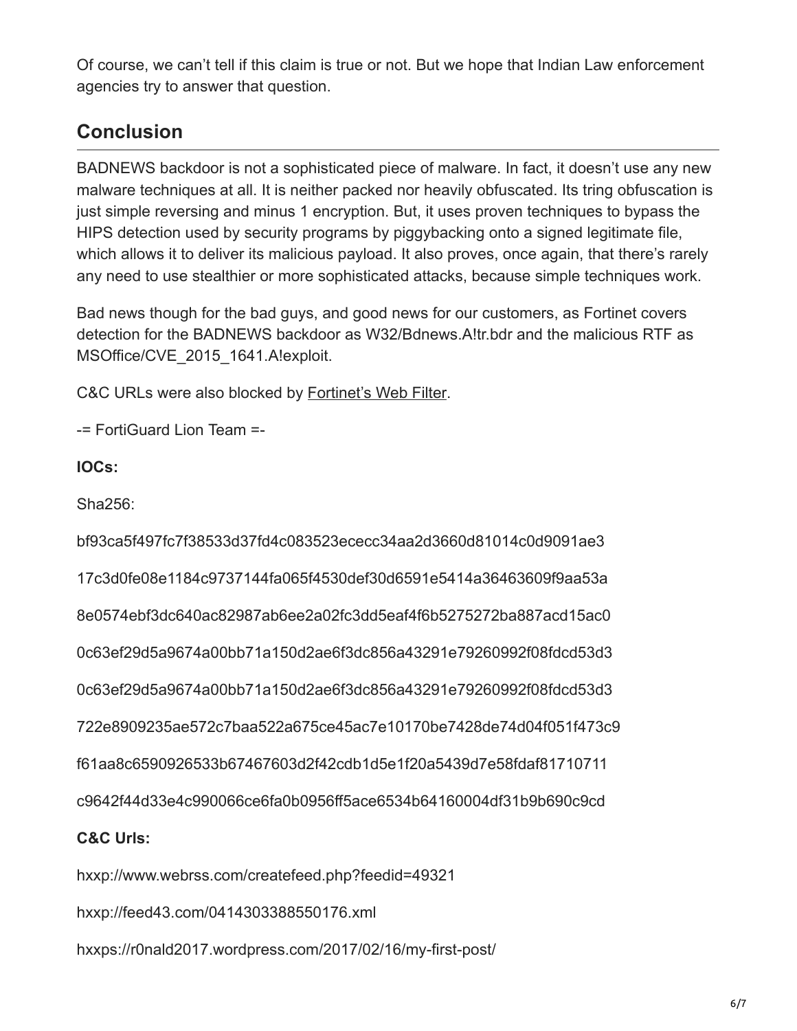Of course, we can't tell if this claim is true or not. But we hope that Indian Law enforcement agencies try to answer that question.

## Conclusion

BADNEWS backdoor is not a sophisticated piece of malware. In fact, it doesn't use any new malware techniques at all. It is neither packed nor heavily obfuscated. Its tring obfuscation is just simple reversing and minus 1 encryption. But, it uses proven techniques to bypass the HIPS detection used by security programs by piggybacking onto a signed legitimate file, which allows it to deliver its malicious payload. It also proves, once again, that there's rarely any need to use stealthier or more sophisticated attacks, because simple techniques work.

Bad news though for the bad guys, and good news for our customers, as Fortinet covers detection for the BADNEWS backdoor as W32/Bdnews.A!tr.bdr and the malicious RTF as MSOffice/CVE_2015_1641.A!exploit.

C&C URLs were also blocked by Fortinet's Web Filter.

-= FortiGuard Lion Team =-

**IOCs:**

Sha256:

bf93ca5f497fc7f38533d37fd4c083523ececc34aa2d3660d81014c0d9091ae3

17c3d0fe08e1184c9737144fa065f4530def30d6591e5414a36463609f9aa53a

8e0574ebf3dc640ac82987ab6ee2a02fc3dd5eaf4f6b5275272ba887acd15ac0

0c63ef29d5a9674a00bb71a150d2ae6f3dc856a43291e79260992f08fdcd53d3

0c63ef29d5a9674a00bb71a150d2ae6f3dc856a43291e79260992f08fdcd53d3

722e8909235ae572c7baa522a675ce45ac7e10170be7428de74d04f051f473c9

f61aa8c6590926533b67467603d2f42cdb1d5e1f20a5439d7e58fdaf81710711

c9642f44d33e4c990066ce6fa0b0956ff5ace6534b64160004df31b9b690c9cd

**C&C Urls:**

hxxp://www.webrss.com/createfeed.php?feedid=49321

hxxp://feed43.com/0414303388550176.xml

hxxps://r0nald2017.wordpress.com/2017/02/16/my-first-post/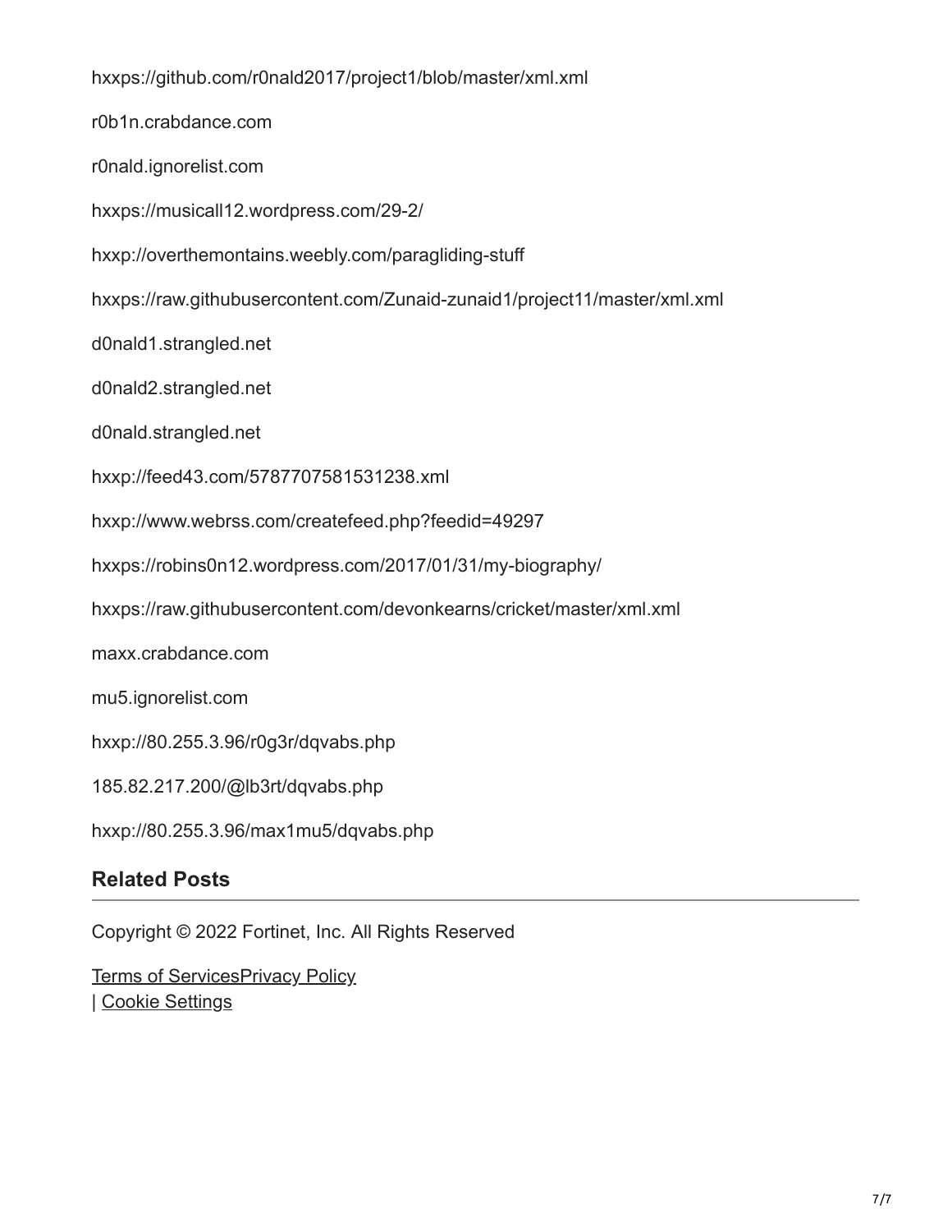hxxps://github.com/r0nald2017/project1/blob/master/xml.xml

r0b1n.crabdance.com

r0nald.ignorelist.com

hxxps://musicall12.wordpress.com/29-2/

hxxp://overthemontains.weebly.com/paragliding-stuff

hxxps://raw.githubusercontent.com/Zunaid-zunaid1/project11/master/xml.xml

d0nald1.strangled.net

d0nald2.strangled.net

d0nald.strangled.net

hxxp://feed43.com/5787707581531238.xml

hxxp://www.webrss.com/createfeed.php?feedid=49297

hxxps://robins0n12.wordpress.com/2017/01/31/my-biography/

hxxps://raw.githubusercontent.com/devonkearns/cricket/master/xml.xml

maxx.crabdance.com

mu5.ignorelist.com

hxxp://80.255.3.96/r0g3r/dqvabs.php

185.82.217.200/@lb3rt/dqvabs.php

hxxp://80.255.3.96/max1mu5/dqvabs.php

## Related Posts

Copyright © 2022 Fortinet, Inc. All Rights Reserved

Terms of ServicesPrivacy Policy
| Cookie Settings